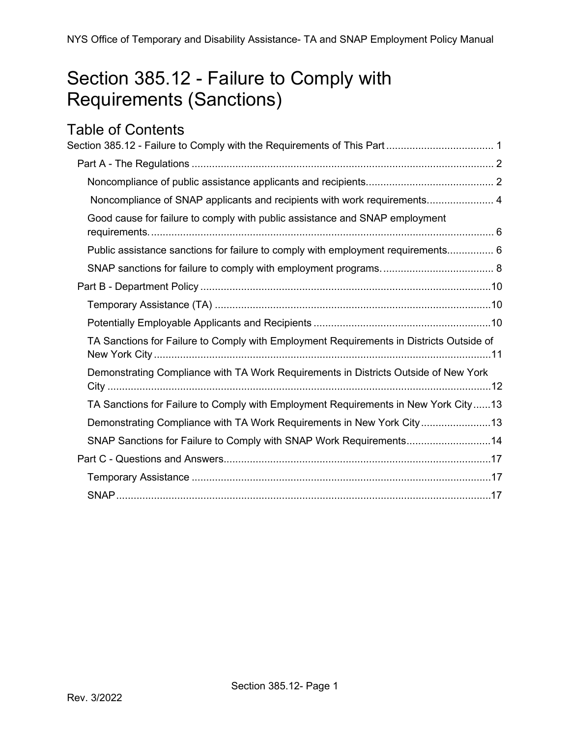# Section 385.12 - Failure to Comply with Requirements (Sanctions)

## Table of Contents

Section 385.12 - Failure to Comply with the Requirements of This Part ..................................... 1

- Part A - The Regulations ........................................................................................................ 2
  - Noncompliance of public assistance applicants and recipients........................................... 2
  - Noncompliance of SNAP applicants and recipients with work requirements...................... 4
  - Good cause for failure to comply with public assistance and SNAP employment requirements. ..................................................................................................................... 6
  - Public assistance sanctions for failure to comply with employment requirements................ 6
  - SNAP sanctions for failure to comply with employment programs. ...................................... 8
- Part B - Department Policy ....................................................................................................10
  - Temporary Assistance (TA) ...............................................................................................10
  - Potentially Employable Applicants and Recipients ............................................................10
  - TA Sanctions for Failure to Comply with Employment Requirements in Districts Outside of New York City ....................................................................................................................11
  - Demonstrating Compliance with TA Work Requirements in Districts Outside of New York City ....................................................................................................................................12
  - TA Sanctions for Failure to Comply with Employment Requirements in New York City......13
  - Demonstrating Compliance with TA Work Requirements in New York City........................13
  - SNAP Sanctions for Failure to Comply with SNAP Work Requirements.............................14
- Part C - Questions and Answers...........................................................................................17
  - Temporary Assistance .......................................................................................................17
  - SNAP.................................................................................................................................17

Rev. 3/2022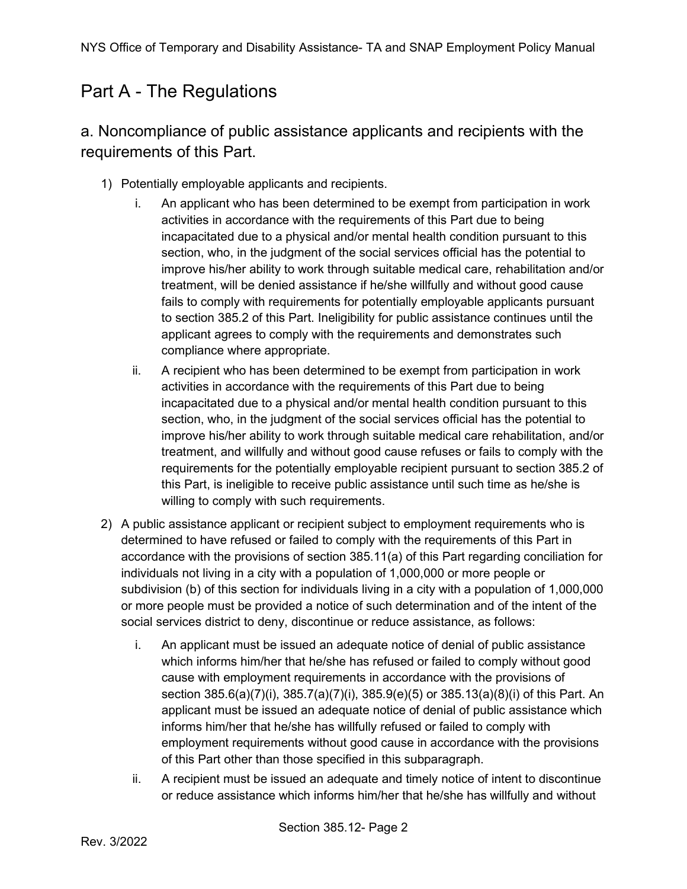# Part A - The Regulations

## a. Noncompliance of public assistance applicants and recipients with the requirements of this Part.

1) Potentially employable applicants and recipients.
   i. An applicant who has been determined to be exempt from participation in work activities in accordance with the requirements of this Part due to being incapacitated due to a physical and/or mental health condition pursuant to this section, who, in the judgment of the social services official has the potential to improve his/her ability to work through suitable medical care, rehabilitation and/or treatment, will be denied assistance if he/she willfully and without good cause fails to comply with requirements for potentially employable applicants pursuant to section 385.2 of this Part. Ineligibility for public assistance continues until the applicant agrees to comply with the requirements and demonstrates such compliance where appropriate.
   ii. A recipient who has been determined to be exempt from participation in work activities in accordance with the requirements of this Part due to being incapacitated due to a physical and/or mental health condition pursuant to this section, who, in the judgment of the social services official has the potential to improve his/her ability to work through suitable medical care rehabilitation, and/or treatment, and willfully and without good cause refuses or fails to comply with the requirements for the potentially employable recipient pursuant to section 385.2 of this Part, is ineligible to receive public assistance until such time as he/she is willing to comply with such requirements.
2) A public assistance applicant or recipient subject to employment requirements who is determined to have refused or failed to comply with the requirements of this Part in accordance with the provisions of section 385.11(a) of this Part regarding conciliation for individuals not living in a city with a population of 1,000,000 or more people or subdivision (b) of this section for individuals living in a city with a population of 1,000,000 or more people must be provided a notice of such determination and of the intent of the social services district to deny, discontinue or reduce assistance, as follows:
   i. An applicant must be issued an adequate notice of denial of public assistance which informs him/her that he/she has refused or failed to comply without good cause with employment requirements in accordance with the provisions of section 385.6(a)(7)(i), 385.7(a)(7)(i), 385.9(e)(5) or 385.13(a)(8)(i) of this Part. An applicant must be issued an adequate notice of denial of public assistance which informs him/her that he/she has willfully refused or failed to comply with employment requirements without good cause in accordance with the provisions of this Part other than those specified in this subparagraph.
   ii. A recipient must be issued an adequate and timely notice of intent to discontinue or reduce assistance which informs him/her that he/she has willfully and without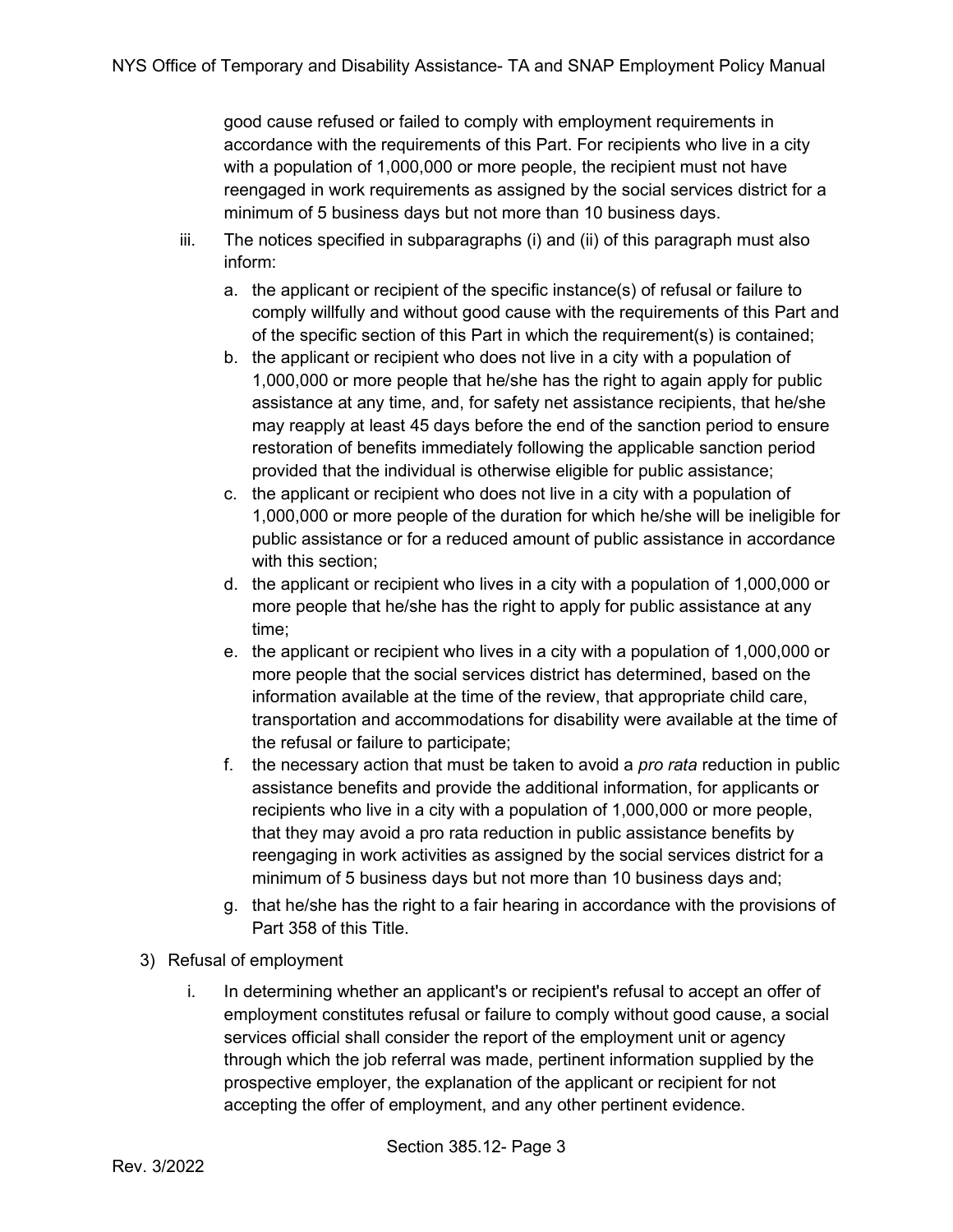good cause refused or failed to comply with employment requirements in accordance with the requirements of this Part. For recipients who live in a city with a population of 1,000,000 or more people, the recipient must not have reengaged in work requirements as assigned by the social services district for a minimum of 5 business days but not more than 10 business days.

iii. The notices specified in subparagraphs (i) and (ii) of this paragraph must also inform:

   a. the applicant or recipient of the specific instance(s) of refusal or failure to comply willfully and without good cause with the requirements of this Part and of the specific section of this Part in which the requirement(s) is contained;
   b. the applicant or recipient who does not live in a city with a population of 1,000,000 or more people that he/she has the right to again apply for public assistance at any time, and, for safety net assistance recipients, that he/she may reapply at least 45 days before the end of the sanction period to ensure restoration of benefits immediately following the applicable sanction period provided that the individual is otherwise eligible for public assistance;
   c. the applicant or recipient who does not live in a city with a population of 1,000,000 or more people of the duration for which he/she will be ineligible for public assistance or for a reduced amount of public assistance in accordance with this section;
   d. the applicant or recipient who lives in a city with a population of 1,000,000 or more people that he/she has the right to apply for public assistance at any time;
   e. the applicant or recipient who lives in a city with a population of 1,000,000 or more people that the social services district has determined, based on the information available at the time of the review, that appropriate child care, transportation and accommodations for disability were available at the time of the refusal or failure to participate;
   f. the necessary action that must be taken to avoid a *pro rata* reduction in public assistance benefits and provide the additional information, for applicants or recipients who live in a city with a population of 1,000,000 or more people, that they may avoid a pro rata reduction in public assistance benefits by reengaging in work activities as assigned by the social services district for a minimum of 5 business days but not more than 10 business days and;
   g. that he/she has the right to a fair hearing in accordance with the provisions of Part 358 of this Title.

3) Refusal of employment

   i. In determining whether an applicant's or recipient's refusal to accept an offer of employment constitutes refusal or failure to comply without good cause, a social services official shall consider the report of the employment unit or agency through which the job referral was made, pertinent information supplied by the prospective employer, the explanation of the applicant or recipient for not accepting the offer of employment, and any other pertinent evidence.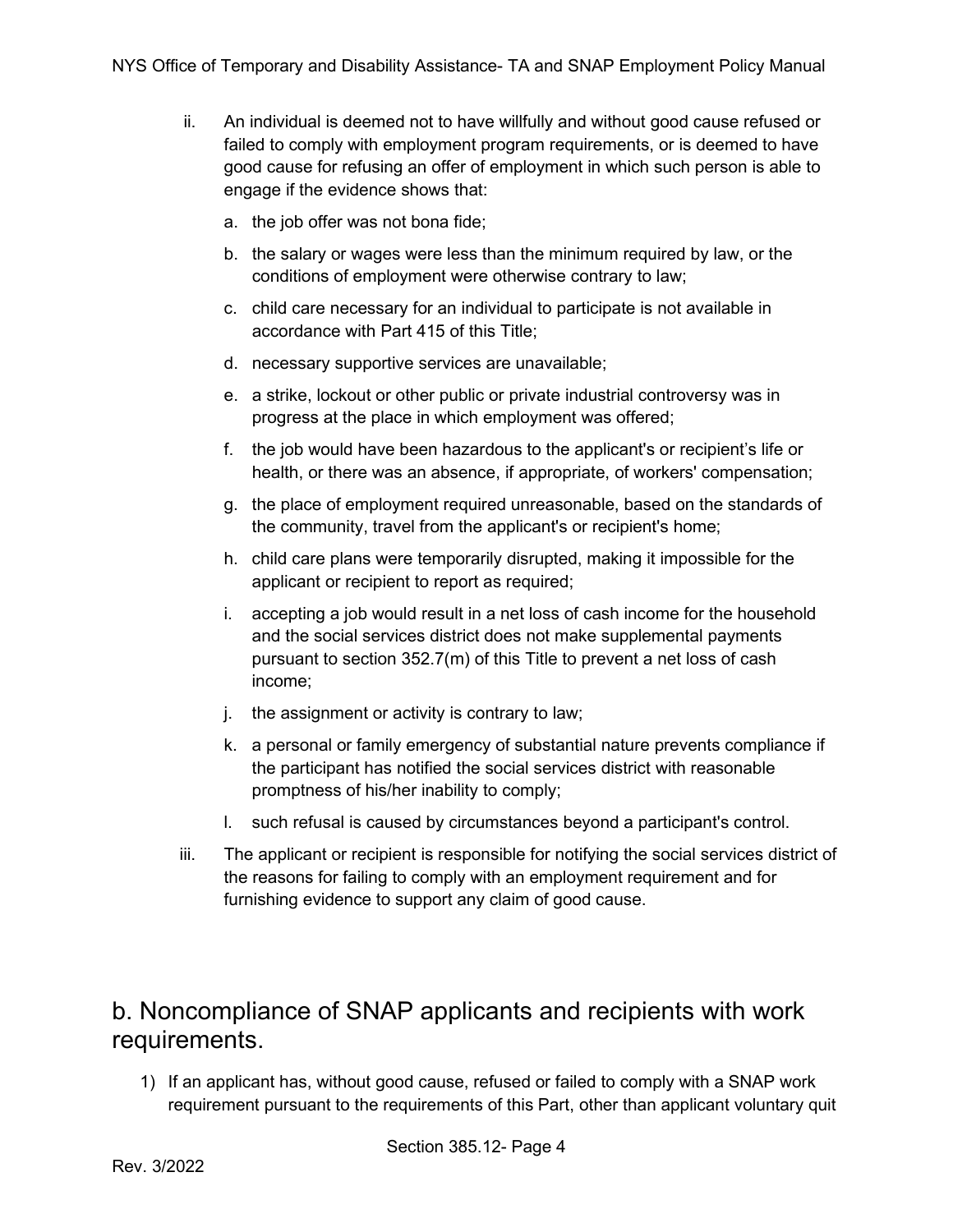ii. An individual is deemed not to have willfully and without good cause refused or failed to comply with employment program requirements, or is deemed to have good cause for refusing an offer of employment in which such person is able to engage if the evidence shows that:

   a. the job offer was not bona fide;

   b. the salary or wages were less than the minimum required by law, or the conditions of employment were otherwise contrary to law;

   c. child care necessary for an individual to participate is not available in accordance with Part 415 of this Title;

   d. necessary supportive services are unavailable;

   e. a strike, lockout or other public or private industrial controversy was in progress at the place in which employment was offered;

   f. the job would have been hazardous to the applicant's or recipient's life or health, or there was an absence, if appropriate, of workers' compensation;

   g. the place of employment required unreasonable, based on the standards of the community, travel from the applicant's or recipient's home;

   h. child care plans were temporarily disrupted, making it impossible for the applicant or recipient to report as required;

   i. accepting a job would result in a net loss of cash income for the household and the social services district does not make supplemental payments pursuant to section 352.7(m) of this Title to prevent a net loss of cash income;

   j. the assignment or activity is contrary to law;

   k. a personal or family emergency of substantial nature prevents compliance if the participant has notified the social services district with reasonable promptness of his/her inability to comply;

   l. such refusal is caused by circumstances beyond a participant's control.

iii. The applicant or recipient is responsible for notifying the social services district of the reasons for failing to comply with an employment requirement and for furnishing evidence to support any claim of good cause.

## b. Noncompliance of SNAP applicants and recipients with work requirements.

1) If an applicant has, without good cause, refused or failed to comply with a SNAP work requirement pursuant to the requirements of this Part, other than applicant voluntary quit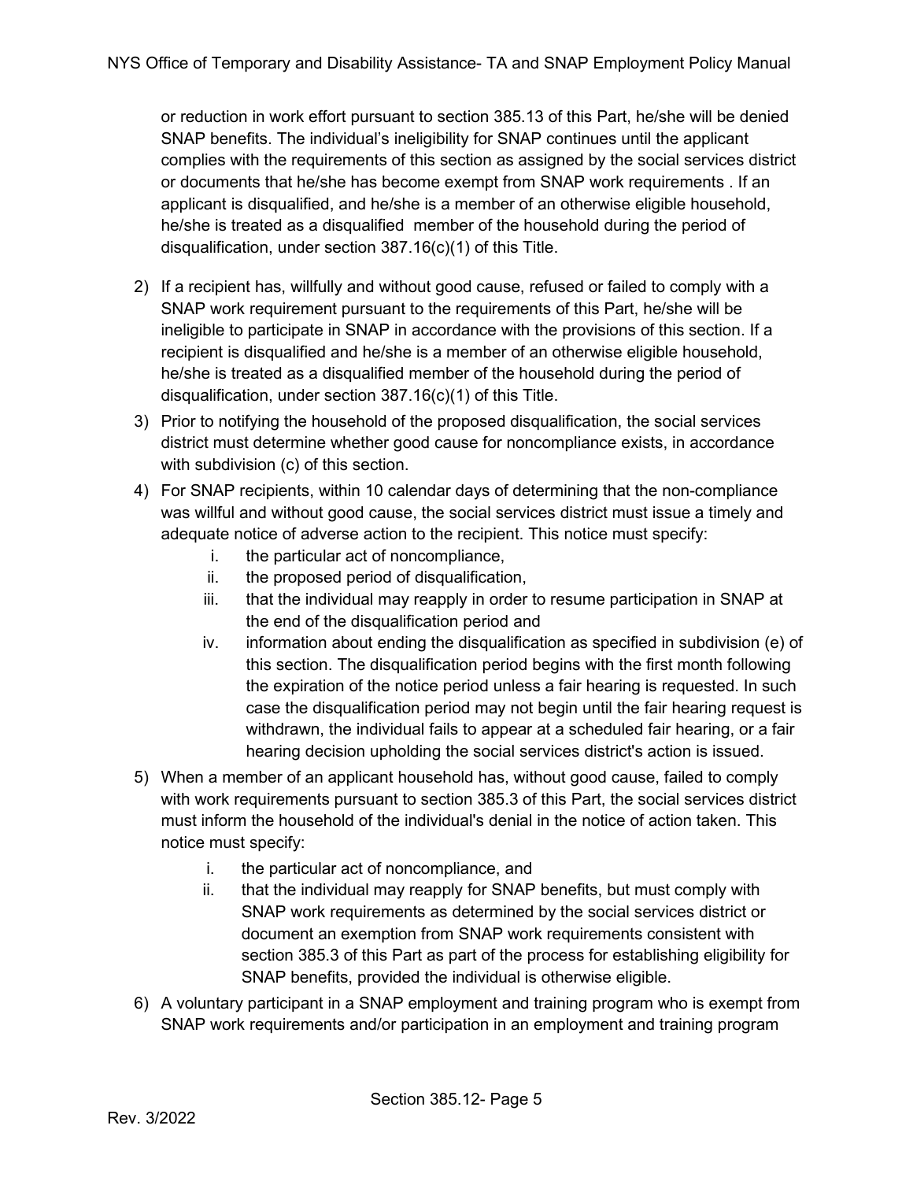or reduction in work effort pursuant to section 385.13 of this Part, he/she will be denied SNAP benefits. The individual's ineligibility for SNAP continues until the applicant complies with the requirements of this section as assigned by the social services district or documents that he/she has become exempt from SNAP work requirements . If an applicant is disqualified, and he/she is a member of an otherwise eligible household, he/she is treated as a disqualified member of the household during the period of disqualification, under section 387.16(c)(1) of this Title.

2) If a recipient has, willfully and without good cause, refused or failed to comply with a SNAP work requirement pursuant to the requirements of this Part, he/she will be ineligible to participate in SNAP in accordance with the provisions of this section. If a recipient is disqualified and he/she is a member of an otherwise eligible household, he/she is treated as a disqualified member of the household during the period of disqualification, under section 387.16(c)(1) of this Title.
3) Prior to notifying the household of the proposed disqualification, the social services district must determine whether good cause for noncompliance exists, in accordance with subdivision (c) of this section.
4) For SNAP recipients, within 10 calendar days of determining that the non-compliance was willful and without good cause, the social services district must issue a timely and adequate notice of adverse action to the recipient. This notice must specify:
   i. the particular act of noncompliance,
   ii. the proposed period of disqualification,
   iii. that the individual may reapply in order to resume participation in SNAP at the end of the disqualification period and
   iv. information about ending the disqualification as specified in subdivision (e) of this section. The disqualification period begins with the first month following the expiration of the notice period unless a fair hearing is requested. In such case the disqualification period may not begin until the fair hearing request is withdrawn, the individual fails to appear at a scheduled fair hearing, or a fair hearing decision upholding the social services district's action is issued.
5) When a member of an applicant household has, without good cause, failed to comply with work requirements pursuant to section 385.3 of this Part, the social services district must inform the household of the individual's denial in the notice of action taken. This notice must specify:
   i. the particular act of noncompliance, and
   ii. that the individual may reapply for SNAP benefits, but must comply with SNAP work requirements as determined by the social services district or document an exemption from SNAP work requirements consistent with section 385.3 of this Part as part of the process for establishing eligibility for SNAP benefits, provided the individual is otherwise eligible.
6) A voluntary participant in a SNAP employment and training program who is exempt from SNAP work requirements and/or participation in an employment and training program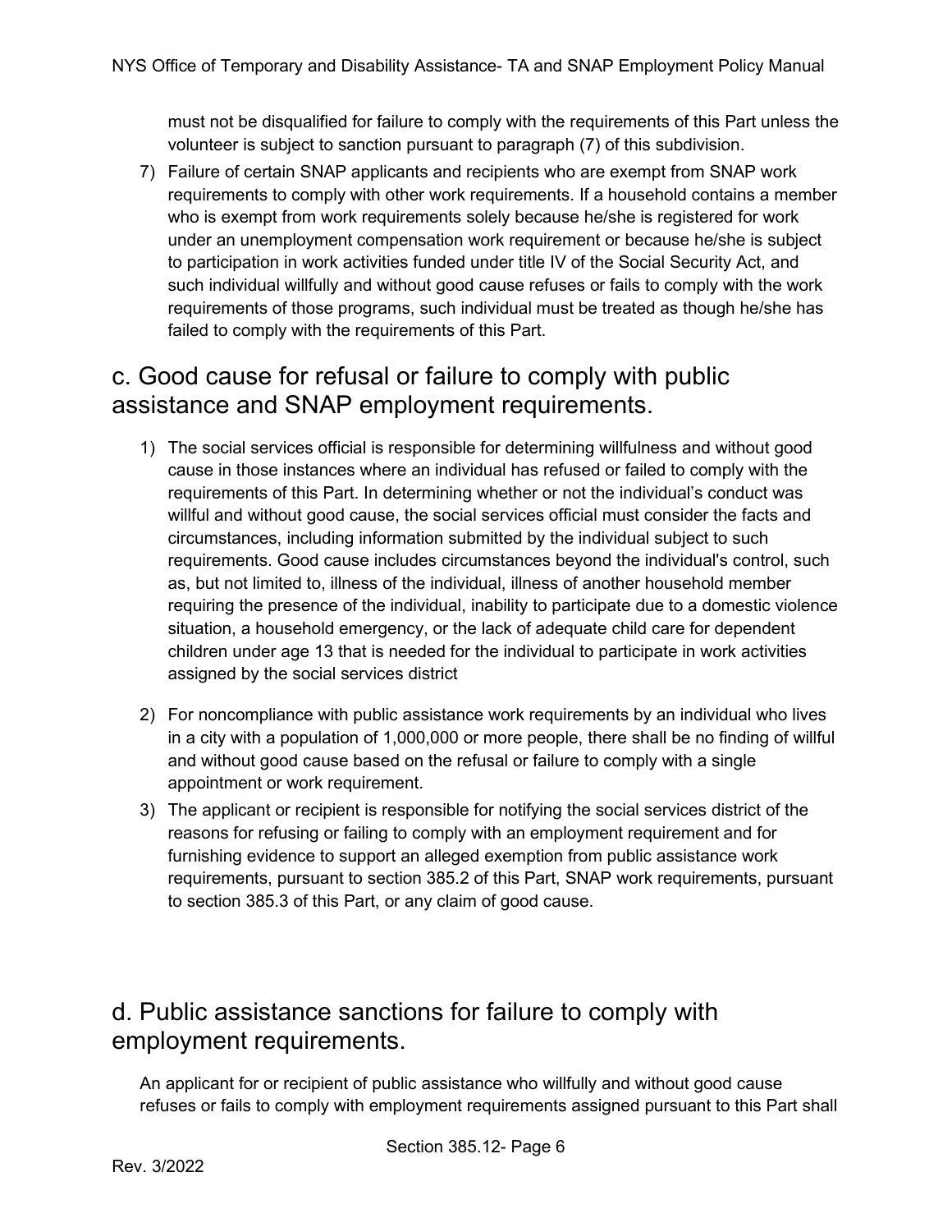must not be disqualified for failure to comply with the requirements of this Part unless the volunteer is subject to sanction pursuant to paragraph (7) of this subdivision.

7) Failure of certain SNAP applicants and recipients who are exempt from SNAP work requirements to comply with other work requirements. If a household contains a member who is exempt from work requirements solely because he/she is registered for work under an unemployment compensation work requirement or because he/she is subject to participation in work activities funded under title IV of the Social Security Act, and such individual willfully and without good cause refuses or fails to comply with the work requirements of those programs, such individual must be treated as though he/she has failed to comply with the requirements of this Part.

## c. Good cause for refusal or failure to comply with public assistance and SNAP employment requirements.

1) The social services official is responsible for determining willfulness and without good cause in those instances where an individual has refused or failed to comply with the requirements of this Part. In determining whether or not the individual's conduct was willful and without good cause, the social services official must consider the facts and circumstances, including information submitted by the individual subject to such requirements. Good cause includes circumstances beyond the individual's control, such as, but not limited to, illness of the individual, illness of another household member requiring the presence of the individual, inability to participate due to a domestic violence situation, a household emergency, or the lack of adequate child care for dependent children under age 13 that is needed for the individual to participate in work activities assigned by the social services district

2) For noncompliance with public assistance work requirements by an individual who lives in a city with a population of 1,000,000 or more people, there shall be no finding of willful and without good cause based on the refusal or failure to comply with a single appointment or work requirement.

3) The applicant or recipient is responsible for notifying the social services district of the reasons for refusing or failing to comply with an employment requirement and for furnishing evidence to support an alleged exemption from public assistance work requirements, pursuant to section 385.2 of this Part, SNAP work requirements, pursuant to section 385.3 of this Part, or any claim of good cause.

## d. Public assistance sanctions for failure to comply with employment requirements.

An applicant for or recipient of public assistance who willfully and without good cause refuses or fails to comply with employment requirements assigned pursuant to this Part shall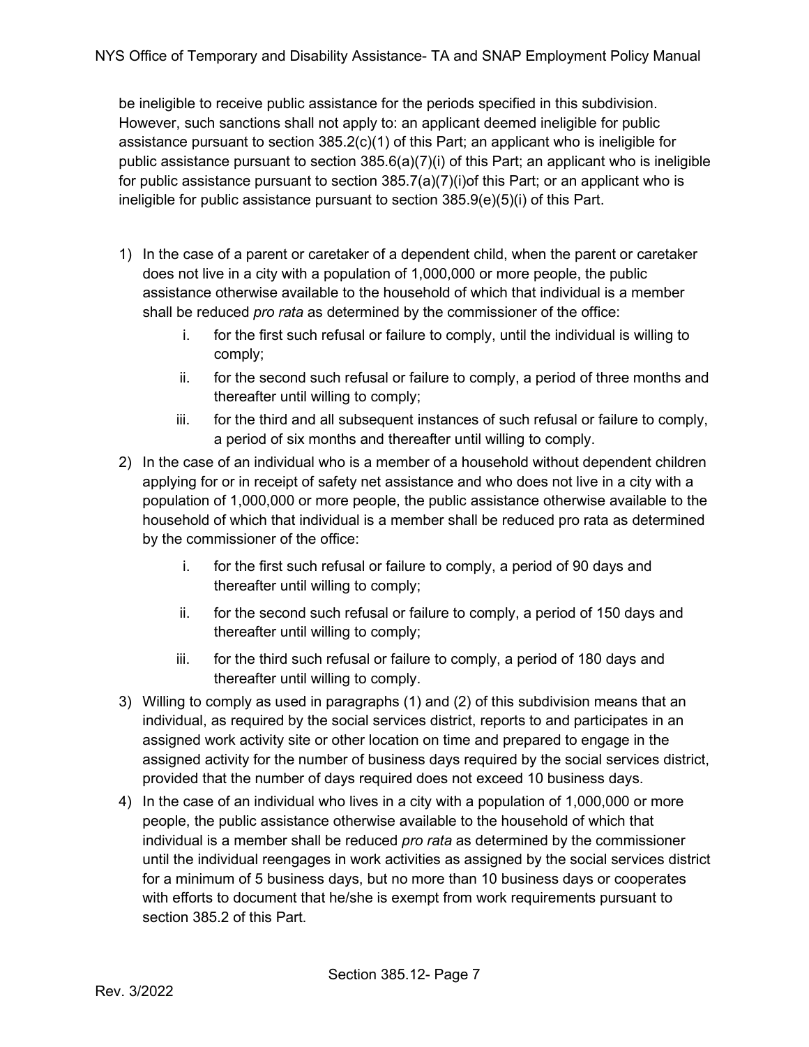be ineligible to receive public assistance for the periods specified in this subdivision. However, such sanctions shall not apply to: an applicant deemed ineligible for public assistance pursuant to section 385.2(c)(1) of this Part; an applicant who is ineligible for public assistance pursuant to section 385.6(a)(7)(i) of this Part; an applicant who is ineligible for public assistance pursuant to section 385.7(a)(7)(i)of this Part; or an applicant who is ineligible for public assistance pursuant to section 385.9(e)(5)(i) of this Part.

1) In the case of a parent or caretaker of a dependent child, when the parent or caretaker does not live in a city with a population of 1,000,000 or more people, the public assistance otherwise available to the household of which that individual is a member shall be reduced *pro rata* as determined by the commissioner of the office:
   i. for the first such refusal or failure to comply, until the individual is willing to comply;
   ii. for the second such refusal or failure to comply, a period of three months and thereafter until willing to comply;
   iii. for the third and all subsequent instances of such refusal or failure to comply, a period of six months and thereafter until willing to comply.
2) In the case of an individual who is a member of a household without dependent children applying for or in receipt of safety net assistance and who does not live in a city with a population of 1,000,000 or more people, the public assistance otherwise available to the household of which that individual is a member shall be reduced pro rata as determined by the commissioner of the office:
   i. for the first such refusal or failure to comply, a period of 90 days and thereafter until willing to comply;
   ii. for the second such refusal or failure to comply, a period of 150 days and thereafter until willing to comply;
   iii. for the third such refusal or failure to comply, a period of 180 days and thereafter until willing to comply.
3) Willing to comply as used in paragraphs (1) and (2) of this subdivision means that an individual, as required by the social services district, reports to and participates in an assigned work activity site or other location on time and prepared to engage in the assigned activity for the number of business days required by the social services district, provided that the number of days required does not exceed 10 business days.
4) In the case of an individual who lives in a city with a population of 1,000,000 or more people, the public assistance otherwise available to the household of which that individual is a member shall be reduced *pro rata* as determined by the commissioner until the individual reengages in work activities as assigned by the social services district for a minimum of 5 business days, but no more than 10 business days or cooperates with efforts to document that he/she is exempt from work requirements pursuant to section 385.2 of this Part.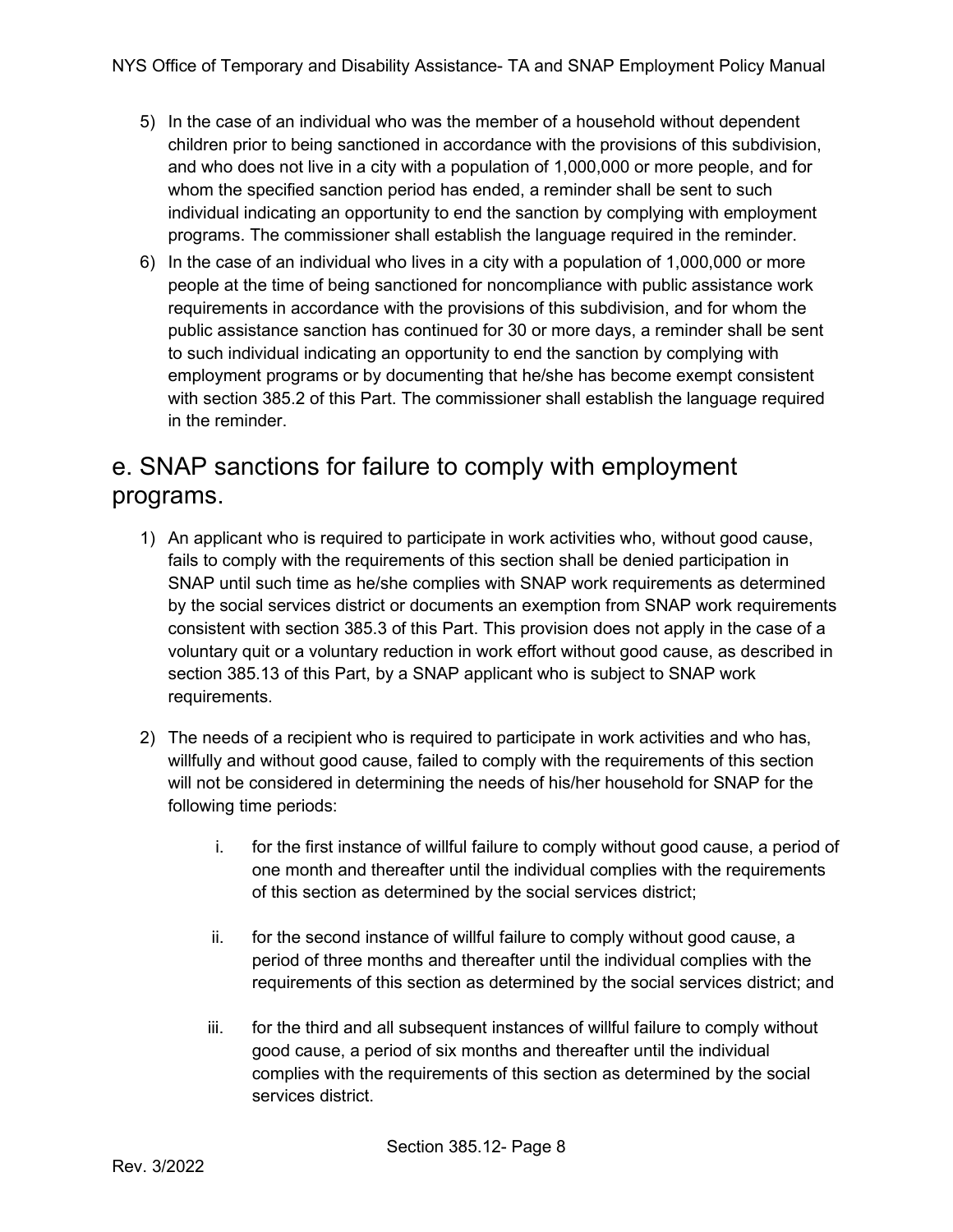5) In the case of an individual who was the member of a household without dependent children prior to being sanctioned in accordance with the provisions of this subdivision, and who does not live in a city with a population of 1,000,000 or more people, and for whom the specified sanction period has ended, a reminder shall be sent to such individual indicating an opportunity to end the sanction by complying with employment programs. The commissioner shall establish the language required in the reminder.
6) In the case of an individual who lives in a city with a population of 1,000,000 or more people at the time of being sanctioned for noncompliance with public assistance work requirements in accordance with the provisions of this subdivision, and for whom the public assistance sanction has continued for 30 or more days, a reminder shall be sent to such individual indicating an opportunity to end the sanction by complying with employment programs or by documenting that he/she has become exempt consistent with section 385.2 of this Part. The commissioner shall establish the language required in the reminder.

## e. SNAP sanctions for failure to comply with employment programs.

1) An applicant who is required to participate in work activities who, without good cause, fails to comply with the requirements of this section shall be denied participation in SNAP until such time as he/she complies with SNAP work requirements as determined by the social services district or documents an exemption from SNAP work requirements consistent with section 385.3 of this Part. This provision does not apply in the case of a voluntary quit or a voluntary reduction in work effort without good cause, as described in section 385.13 of this Part, by a SNAP applicant who is subject to SNAP work requirements.

2) The needs of a recipient who is required to participate in work activities and who has, willfully and without good cause, failed to comply with the requirements of this section will not be considered in determining the needs of his/her household for SNAP for the following time periods:

    i. for the first instance of willful failure to comply without good cause, a period of one month and thereafter until the individual complies with the requirements of this section as determined by the social services district;

    ii. for the second instance of willful failure to comply without good cause, a period of three months and thereafter until the individual complies with the requirements of this section as determined by the social services district; and

    iii. for the third and all subsequent instances of willful failure to comply without good cause, a period of six months and thereafter until the individual complies with the requirements of this section as determined by the social services district.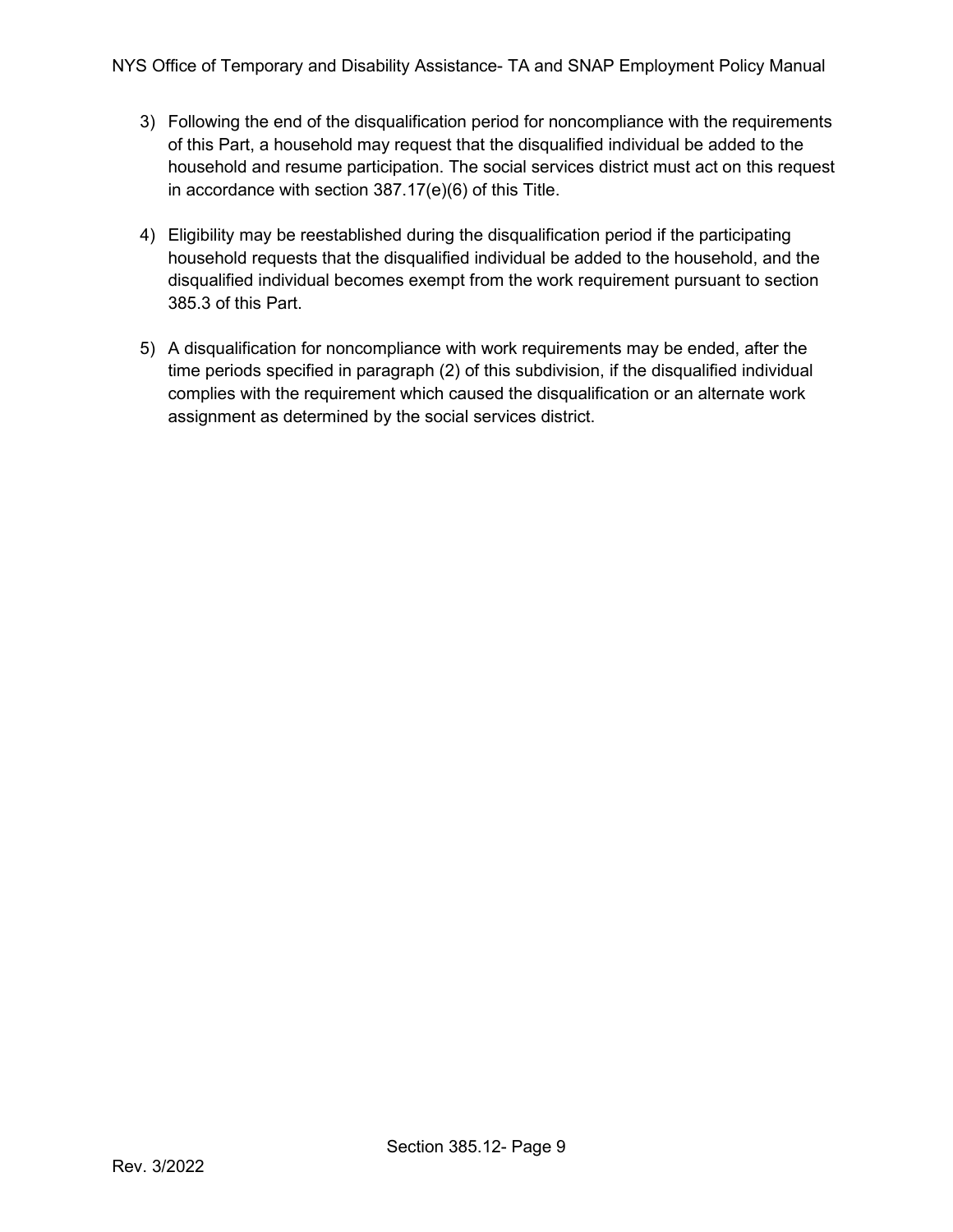3) Following the end of the disqualification period for noncompliance with the requirements of this Part, a household may request that the disqualified individual be added to the household and resume participation. The social services district must act on this request in accordance with section 387.17(e)(6) of this Title.

4) Eligibility may be reestablished during the disqualification period if the participating household requests that the disqualified individual be added to the household, and the disqualified individual becomes exempt from the work requirement pursuant to section 385.3 of this Part.

5) A disqualification for noncompliance with work requirements may be ended, after the time periods specified in paragraph (2) of this subdivision, if the disqualified individual complies with the requirement which caused the disqualification or an alternate work assignment as determined by the social services district.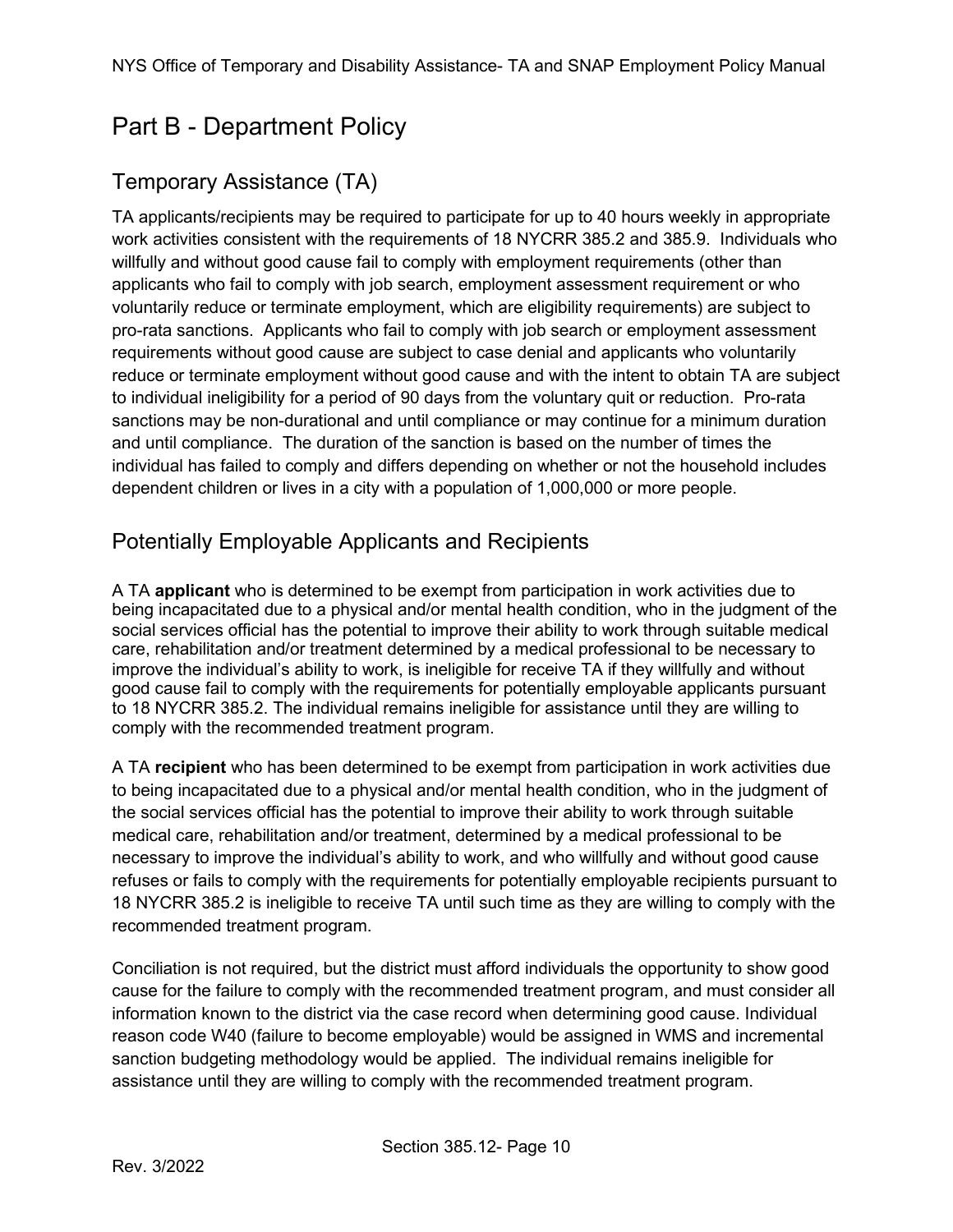# Part B - Department Policy

## Temporary Assistance (TA)

TA applicants/recipients may be required to participate for up to 40 hours weekly in appropriate work activities consistent with the requirements of 18 NYCRR 385.2 and 385.9. Individuals who willfully and without good cause fail to comply with employment requirements (other than applicants who fail to comply with job search, employment assessment requirement or who voluntarily reduce or terminate employment, which are eligibility requirements) are subject to pro-rata sanctions. Applicants who fail to comply with job search or employment assessment requirements without good cause are subject to case denial and applicants who voluntarily reduce or terminate employment without good cause and with the intent to obtain TA are subject to individual ineligibility for a period of 90 days from the voluntary quit or reduction. Pro-rata sanctions may be non-durational and until compliance or may continue for a minimum duration and until compliance. The duration of the sanction is based on the number of times the individual has failed to comply and differs depending on whether or not the household includes dependent children or lives in a city with a population of 1,000,000 or more people.

## Potentially Employable Applicants and Recipients

A TA **applicant** who is determined to be exempt from participation in work activities due to being incapacitated due to a physical and/or mental health condition, who in the judgment of the social services official has the potential to improve their ability to work through suitable medical care, rehabilitation and/or treatment determined by a medical professional to be necessary to improve the individual's ability to work, is ineligible for receive TA if they willfully and without good cause fail to comply with the requirements for potentially employable applicants pursuant to 18 NYCRR 385.2. The individual remains ineligible for assistance until they are willing to comply with the recommended treatment program.

A TA **recipient** who has been determined to be exempt from participation in work activities due to being incapacitated due to a physical and/or mental health condition, who in the judgment of the social services official has the potential to improve their ability to work through suitable medical care, rehabilitation and/or treatment, determined by a medical professional to be necessary to improve the individual's ability to work, and who willfully and without good cause refuses or fails to comply with the requirements for potentially employable recipients pursuant to 18 NYCRR 385.2 is ineligible to receive TA until such time as they are willing to comply with the recommended treatment program.

Conciliation is not required, but the district must afford individuals the opportunity to show good cause for the failure to comply with the recommended treatment program, and must consider all information known to the district via the case record when determining good cause. Individual reason code W40 (failure to become employable) would be assigned in WMS and incremental sanction budgeting methodology would be applied. The individual remains ineligible for assistance until they are willing to comply with the recommended treatment program.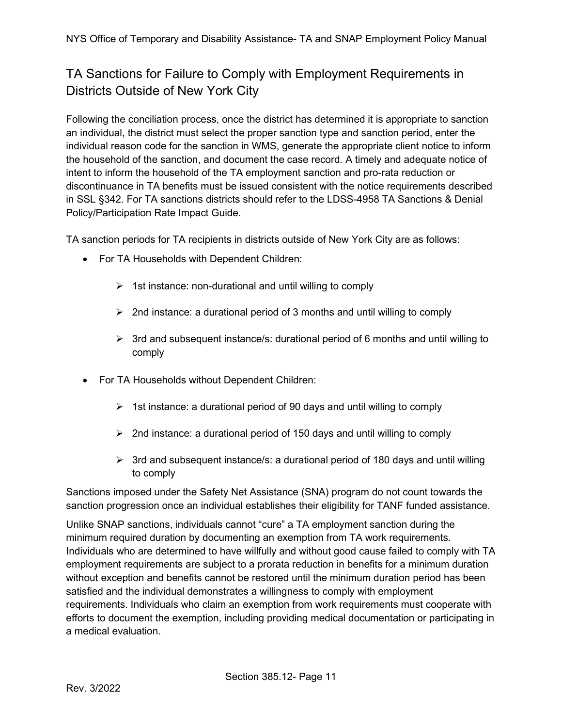## TA Sanctions for Failure to Comply with Employment Requirements in Districts Outside of New York City

Following the conciliation process, once the district has determined it is appropriate to sanction an individual, the district must select the proper sanction type and sanction period, enter the individual reason code for the sanction in WMS, generate the appropriate client notice to inform the household of the sanction, and document the case record. A timely and adequate notice of intent to inform the household of the TA employment sanction and pro-rata reduction or discontinuance in TA benefits must be issued consistent with the notice requirements described in SSL §342. For TA sanctions districts should refer to the LDSS-4958 TA Sanctions & Denial Policy/Participation Rate Impact Guide.

TA sanction periods for TA recipients in districts outside of New York City are as follows:

- For TA Households with Dependent Children:
  - 1st instance: non-durational and until willing to comply
  - 2nd instance: a durational period of 3 months and until willing to comply
  - 3rd and subsequent instance/s: durational period of 6 months and until willing to comply
- For TA Households without Dependent Children:
  - 1st instance: a durational period of 90 days and until willing to comply
  - 2nd instance: a durational period of 150 days and until willing to comply
  - 3rd and subsequent instance/s: a durational period of 180 days and until willing to comply

Sanctions imposed under the Safety Net Assistance (SNA) program do not count towards the sanction progression once an individual establishes their eligibility for TANF funded assistance.

Unlike SNAP sanctions, individuals cannot "cure" a TA employment sanction during the minimum required duration by documenting an exemption from TA work requirements. Individuals who are determined to have willfully and without good cause failed to comply with TA employment requirements are subject to a prorata reduction in benefits for a minimum duration without exception and benefits cannot be restored until the minimum duration period has been satisfied and the individual demonstrates a willingness to comply with employment requirements. Individuals who claim an exemption from work requirements must cooperate with efforts to document the exemption, including providing medical documentation or participating in a medical evaluation.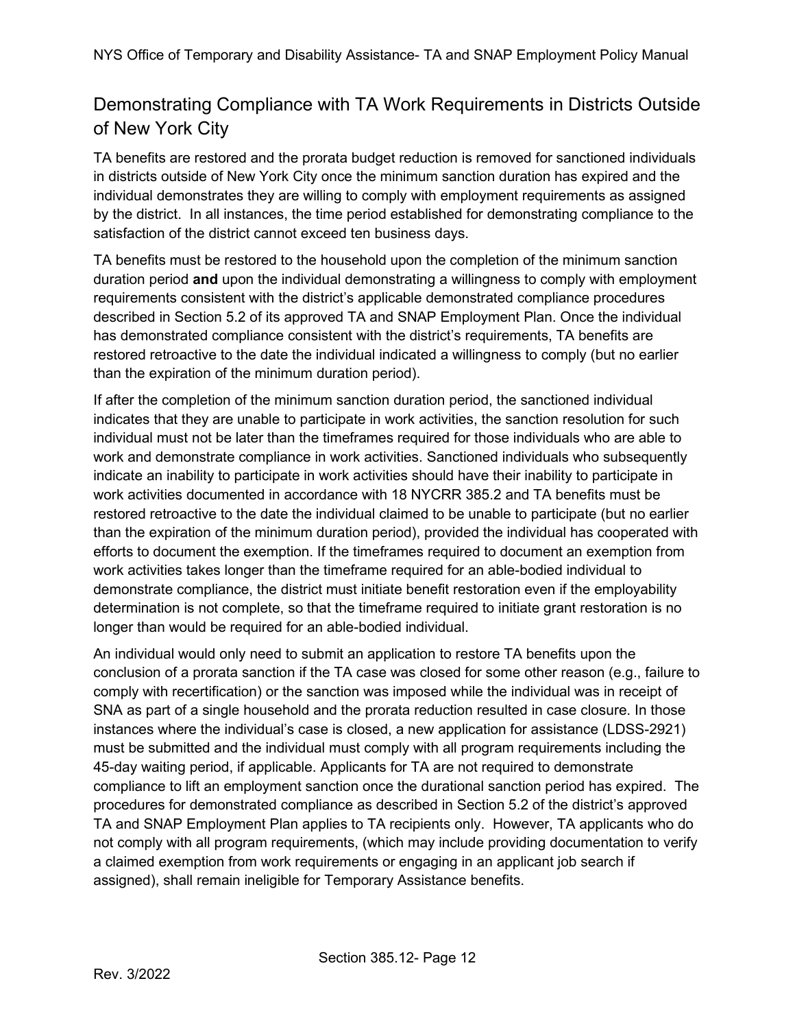## Demonstrating Compliance with TA Work Requirements in Districts Outside of New York City

TA benefits are restored and the prorata budget reduction is removed for sanctioned individuals in districts outside of New York City once the minimum sanction duration has expired and the individual demonstrates they are willing to comply with employment requirements as assigned by the district. In all instances, the time period established for demonstrating compliance to the satisfaction of the district cannot exceed ten business days.

TA benefits must be restored to the household upon the completion of the minimum sanction duration period **and** upon the individual demonstrating a willingness to comply with employment requirements consistent with the district's applicable demonstrated compliance procedures described in Section 5.2 of its approved TA and SNAP Employment Plan. Once the individual has demonstrated compliance consistent with the district's requirements, TA benefits are restored retroactive to the date the individual indicated a willingness to comply (but no earlier than the expiration of the minimum duration period).

If after the completion of the minimum sanction duration period, the sanctioned individual indicates that they are unable to participate in work activities, the sanction resolution for such individual must not be later than the timeframes required for those individuals who are able to work and demonstrate compliance in work activities. Sanctioned individuals who subsequently indicate an inability to participate in work activities should have their inability to participate in work activities documented in accordance with 18 NYCRR 385.2 and TA benefits must be restored retroactive to the date the individual claimed to be unable to participate (but no earlier than the expiration of the minimum duration period), provided the individual has cooperated with efforts to document the exemption. If the timeframes required to document an exemption from work activities takes longer than the timeframe required for an able-bodied individual to demonstrate compliance, the district must initiate benefit restoration even if the employability determination is not complete, so that the timeframe required to initiate grant restoration is no longer than would be required for an able-bodied individual.

An individual would only need to submit an application to restore TA benefits upon the conclusion of a prorata sanction if the TA case was closed for some other reason (e.g., failure to comply with recertification) or the sanction was imposed while the individual was in receipt of SNA as part of a single household and the prorata reduction resulted in case closure. In those instances where the individual's case is closed, a new application for assistance (LDSS-2921) must be submitted and the individual must comply with all program requirements including the 45-day waiting period, if applicable. Applicants for TA are not required to demonstrate compliance to lift an employment sanction once the durational sanction period has expired. The procedures for demonstrated compliance as described in Section 5.2 of the district's approved TA and SNAP Employment Plan applies to TA recipients only. However, TA applicants who do not comply with all program requirements, (which may include providing documentation to verify a claimed exemption from work requirements or engaging in an applicant job search if assigned), shall remain ineligible for Temporary Assistance benefits.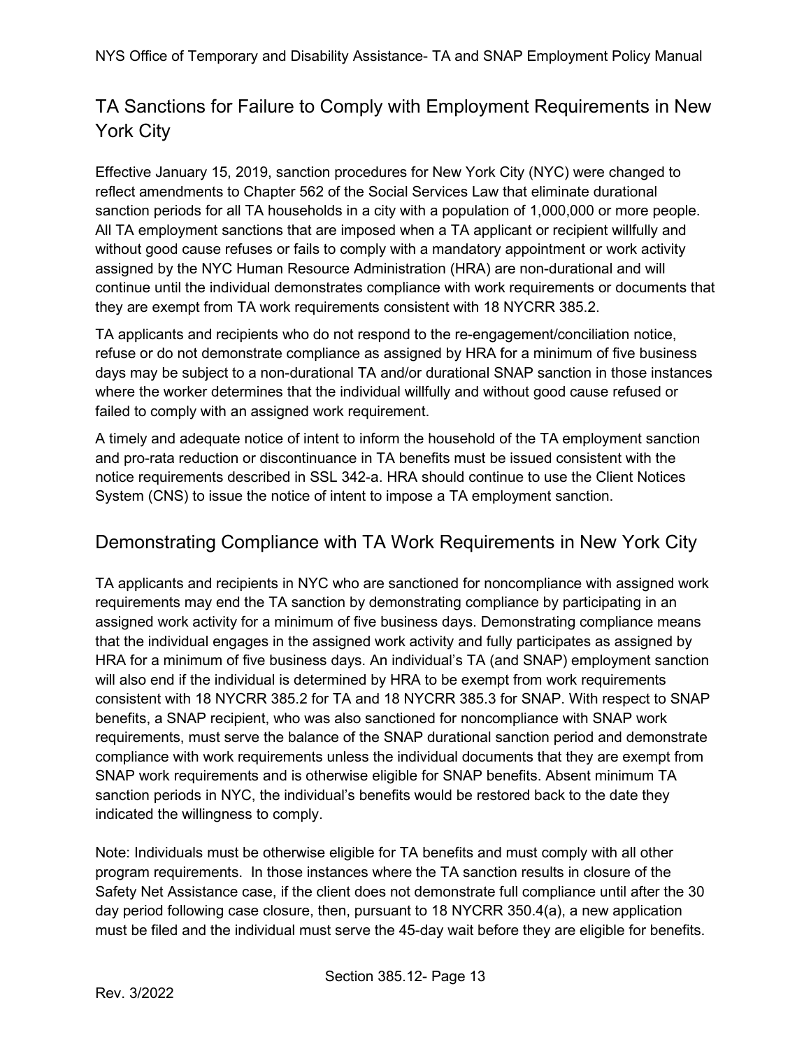## TA Sanctions for Failure to Comply with Employment Requirements in New York City

Effective January 15, 2019, sanction procedures for New York City (NYC) were changed to reflect amendments to Chapter 562 of the Social Services Law that eliminate durational sanction periods for all TA households in a city with a population of 1,000,000 or more people. All TA employment sanctions that are imposed when a TA applicant or recipient willfully and without good cause refuses or fails to comply with a mandatory appointment or work activity assigned by the NYC Human Resource Administration (HRA) are non-durational and will continue until the individual demonstrates compliance with work requirements or documents that they are exempt from TA work requirements consistent with 18 NYCRR 385.2.

TA applicants and recipients who do not respond to the re-engagement/conciliation notice, refuse or do not demonstrate compliance as assigned by HRA for a minimum of five business days may be subject to a non-durational TA and/or durational SNAP sanction in those instances where the worker determines that the individual willfully and without good cause refused or failed to comply with an assigned work requirement.

A timely and adequate notice of intent to inform the household of the TA employment sanction and pro-rata reduction or discontinuance in TA benefits must be issued consistent with the notice requirements described in SSL 342-a. HRA should continue to use the Client Notices System (CNS) to issue the notice of intent to impose a TA employment sanction.

## Demonstrating Compliance with TA Work Requirements in New York City

TA applicants and recipients in NYC who are sanctioned for noncompliance with assigned work requirements may end the TA sanction by demonstrating compliance by participating in an assigned work activity for a minimum of five business days. Demonstrating compliance means that the individual engages in the assigned work activity and fully participates as assigned by HRA for a minimum of five business days. An individual's TA (and SNAP) employment sanction will also end if the individual is determined by HRA to be exempt from work requirements consistent with 18 NYCRR 385.2 for TA and 18 NYCRR 385.3 for SNAP. With respect to SNAP benefits, a SNAP recipient, who was also sanctioned for noncompliance with SNAP work requirements, must serve the balance of the SNAP durational sanction period and demonstrate compliance with work requirements unless the individual documents that they are exempt from SNAP work requirements and is otherwise eligible for SNAP benefits. Absent minimum TA sanction periods in NYC, the individual's benefits would be restored back to the date they indicated the willingness to comply.

Note: Individuals must be otherwise eligible for TA benefits and must comply with all other program requirements. In those instances where the TA sanction results in closure of the Safety Net Assistance case, if the client does not demonstrate full compliance until after the 30 day period following case closure, then, pursuant to 18 NYCRR 350.4(a), a new application must be filed and the individual must serve the 45-day wait before they are eligible for benefits.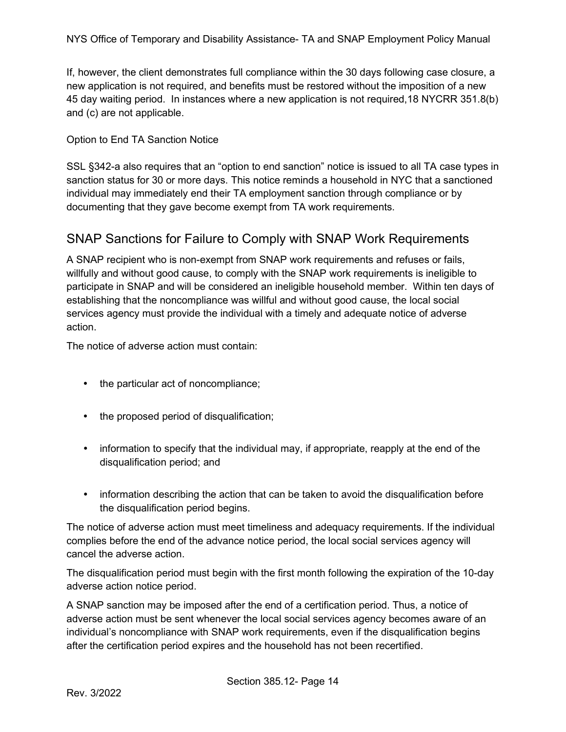If, however, the client demonstrates full compliance within the 30 days following case closure, a new application is not required, and benefits must be restored without the imposition of a new 45 day waiting period. In instances where a new application is not required,18 NYCRR 351.8(b) and (c) are not applicable.

Option to End TA Sanction Notice

SSL §342-a also requires that an “option to end sanction” notice is issued to all TA case types in sanction status for 30 or more days. This notice reminds a household in NYC that a sanctioned individual may immediately end their TA employment sanction through compliance or by documenting that they gave become exempt from TA work requirements.

## SNAP Sanctions for Failure to Comply with SNAP Work Requirements

A SNAP recipient who is non-exempt from SNAP work requirements and refuses or fails, willfully and without good cause, to comply with the SNAP work requirements is ineligible to participate in SNAP and will be considered an ineligible household member. Within ten days of establishing that the noncompliance was willful and without good cause, the local social services agency must provide the individual with a timely and adequate notice of adverse action.

The notice of adverse action must contain:

- the particular act of noncompliance;
- the proposed period of disqualification;
- information to specify that the individual may, if appropriate, reapply at the end of the disqualification period; and
- information describing the action that can be taken to avoid the disqualification before the disqualification period begins.

The notice of adverse action must meet timeliness and adequacy requirements. If the individual complies before the end of the advance notice period, the local social services agency will cancel the adverse action.

The disqualification period must begin with the first month following the expiration of the 10-day adverse action notice period.

A SNAP sanction may be imposed after the end of a certification period. Thus, a notice of adverse action must be sent whenever the local social services agency becomes aware of an individual’s noncompliance with SNAP work requirements, even if the disqualification begins after the certification period expires and the household has not been recertified.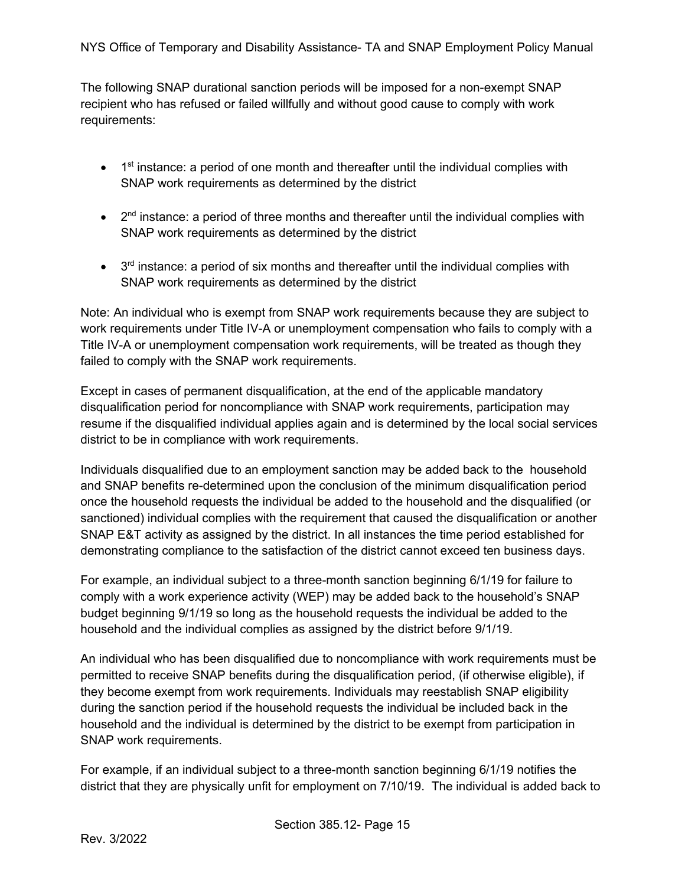The following SNAP durational sanction periods will be imposed for a non-exempt SNAP recipient who has refused or failed willfully and without good cause to comply with work requirements:

- 1st instance: a period of one month and thereafter until the individual complies with SNAP work requirements as determined by the district
- 2nd instance: a period of three months and thereafter until the individual complies with SNAP work requirements as determined by the district
- 3rd instance: a period of six months and thereafter until the individual complies with SNAP work requirements as determined by the district

Note: An individual who is exempt from SNAP work requirements because they are subject to work requirements under Title IV-A or unemployment compensation who fails to comply with a Title IV-A or unemployment compensation work requirements, will be treated as though they failed to comply with the SNAP work requirements.

Except in cases of permanent disqualification, at the end of the applicable mandatory disqualification period for noncompliance with SNAP work requirements, participation may resume if the disqualified individual applies again and is determined by the local social services district to be in compliance with work requirements.

Individuals disqualified due to an employment sanction may be added back to the household and SNAP benefits re-determined upon the conclusion of the minimum disqualification period once the household requests the individual be added to the household and the disqualified (or sanctioned) individual complies with the requirement that caused the disqualification or another SNAP E&T activity as assigned by the district. In all instances the time period established for demonstrating compliance to the satisfaction of the district cannot exceed ten business days.

For example, an individual subject to a three-month sanction beginning 6/1/19 for failure to comply with a work experience activity (WEP) may be added back to the household's SNAP budget beginning 9/1/19 so long as the household requests the individual be added to the household and the individual complies as assigned by the district before 9/1/19.

An individual who has been disqualified due to noncompliance with work requirements must be permitted to receive SNAP benefits during the disqualification period, (if otherwise eligible), if they become exempt from work requirements. Individuals may reestablish SNAP eligibility during the sanction period if the household requests the individual be included back in the household and the individual is determined by the district to be exempt from participation in SNAP work requirements.

For example, if an individual subject to a three-month sanction beginning 6/1/19 notifies the district that they are physically unfit for employment on 7/10/19. The individual is added back to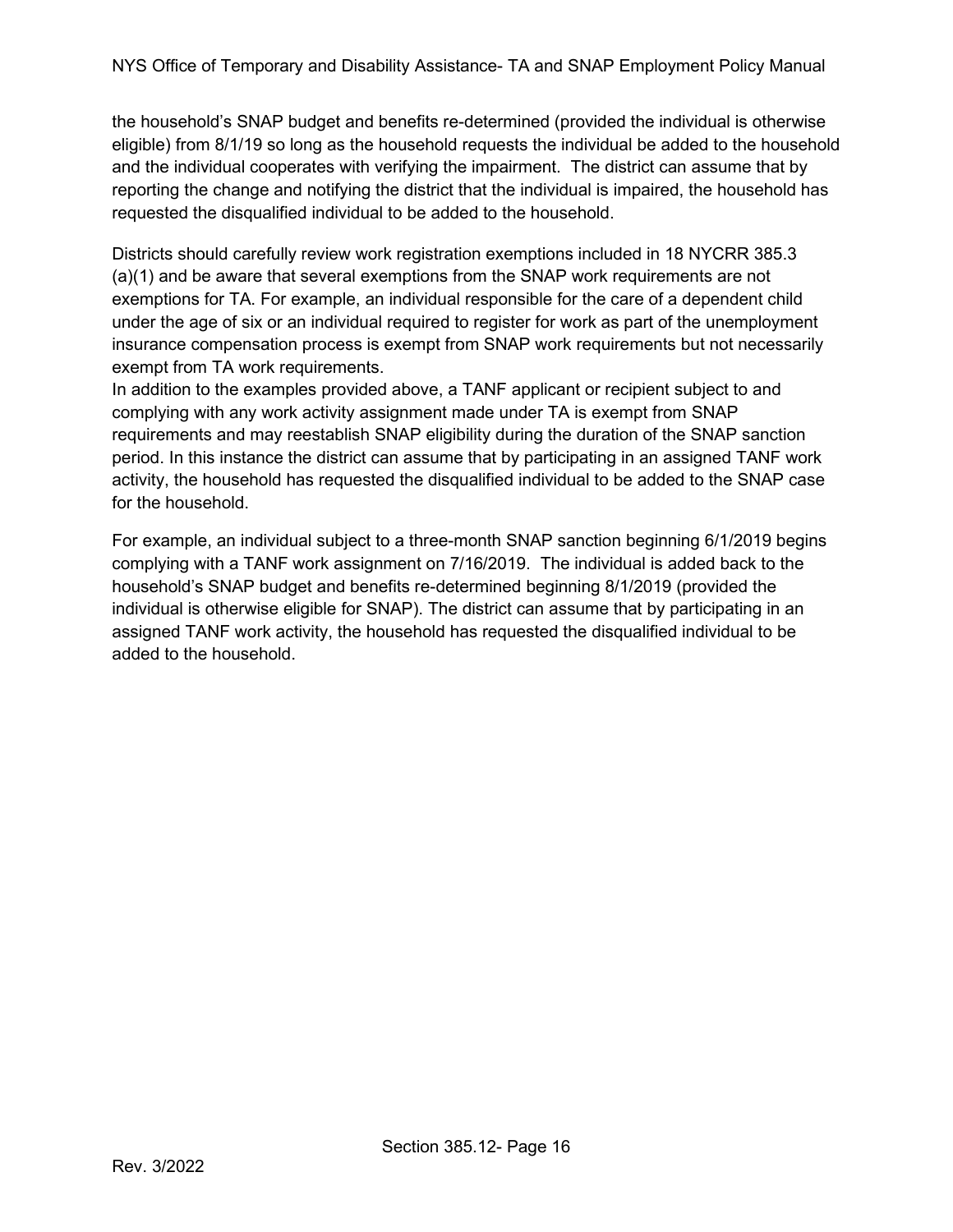the household's SNAP budget and benefits re-determined (provided the individual is otherwise eligible) from 8/1/19 so long as the household requests the individual be added to the household and the individual cooperates with verifying the impairment. The district can assume that by reporting the change and notifying the district that the individual is impaired, the household has requested the disqualified individual to be added to the household.

Districts should carefully review work registration exemptions included in 18 NYCRR 385.3 (a)(1) and be aware that several exemptions from the SNAP work requirements are not exemptions for TA. For example, an individual responsible for the care of a dependent child under the age of six or an individual required to register for work as part of the unemployment insurance compensation process is exempt from SNAP work requirements but not necessarily exempt from TA work requirements.

In addition to the examples provided above, a TANF applicant or recipient subject to and complying with any work activity assignment made under TA is exempt from SNAP requirements and may reestablish SNAP eligibility during the duration of the SNAP sanction period. In this instance the district can assume that by participating in an assigned TANF work activity, the household has requested the disqualified individual to be added to the SNAP case for the household.

For example, an individual subject to a three-month SNAP sanction beginning 6/1/2019 begins complying with a TANF work assignment on 7/16/2019. The individual is added back to the household's SNAP budget and benefits re-determined beginning 8/1/2019 (provided the individual is otherwise eligible for SNAP). The district can assume that by participating in an assigned TANF work activity, the household has requested the disqualified individual to be added to the household.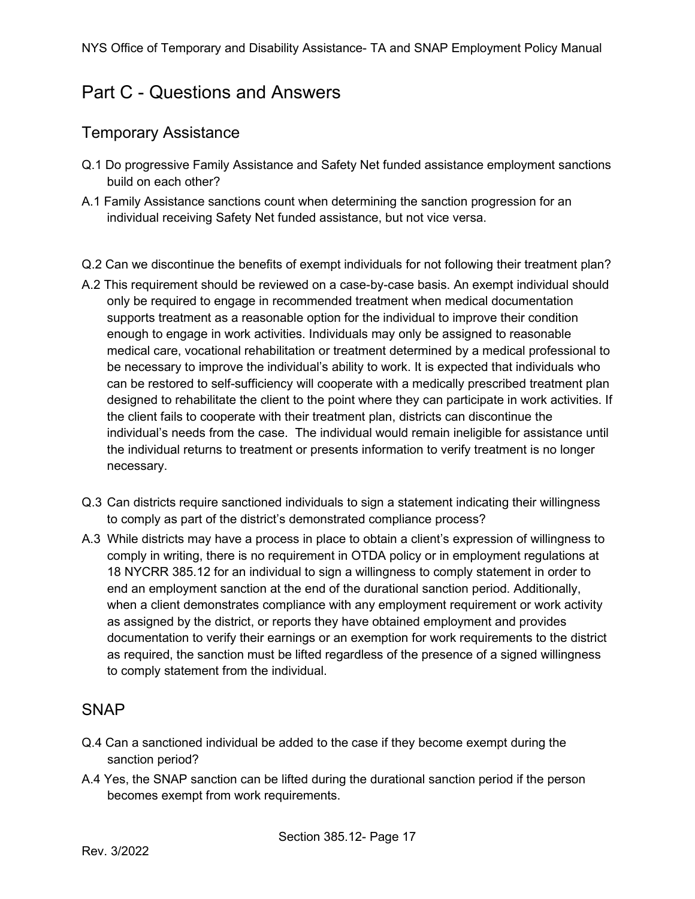# Part C - Questions and Answers

## Temporary Assistance

Q.1 Do progressive Family Assistance and Safety Net funded assistance employment sanctions build on each other?

A.1 Family Assistance sanctions count when determining the sanction progression for an individual receiving Safety Net funded assistance, but not vice versa.

Q.2 Can we discontinue the benefits of exempt individuals for not following their treatment plan?

A.2 This requirement should be reviewed on a case-by-case basis. An exempt individual should only be required to engage in recommended treatment when medical documentation supports treatment as a reasonable option for the individual to improve their condition enough to engage in work activities. Individuals may only be assigned to reasonable medical care, vocational rehabilitation or treatment determined by a medical professional to be necessary to improve the individual's ability to work. It is expected that individuals who can be restored to self-sufficiency will cooperate with a medically prescribed treatment plan designed to rehabilitate the client to the point where they can participate in work activities. If the client fails to cooperate with their treatment plan, districts can discontinue the individual's needs from the case. The individual would remain ineligible for assistance until the individual returns to treatment or presents information to verify treatment is no longer necessary.

Q.3 Can districts require sanctioned individuals to sign a statement indicating their willingness to comply as part of the district's demonstrated compliance process?

A.3 While districts may have a process in place to obtain a client's expression of willingness to comply in writing, there is no requirement in OTDA policy or in employment regulations at 18 NYCRR 385.12 for an individual to sign a willingness to comply statement in order to end an employment sanction at the end of the durational sanction period. Additionally, when a client demonstrates compliance with any employment requirement or work activity as assigned by the district, or reports they have obtained employment and provides documentation to verify their earnings or an exemption for work requirements to the district as required, the sanction must be lifted regardless of the presence of a signed willingness to comply statement from the individual.

## SNAP

Q.4 Can a sanctioned individual be added to the case if they become exempt during the sanction period?

A.4 Yes, the SNAP sanction can be lifted during the durational sanction period if the person becomes exempt from work requirements.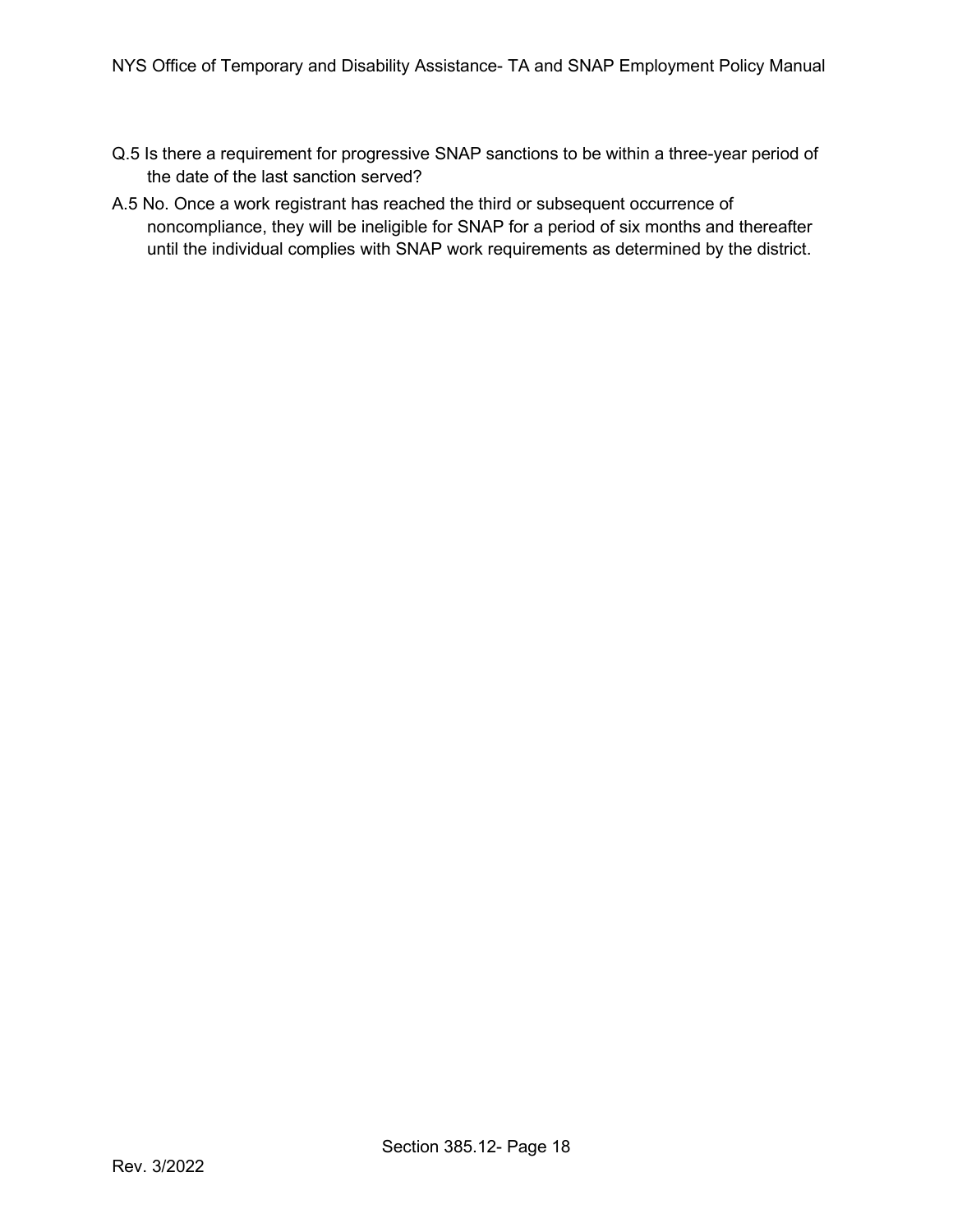Q.5 Is there a requirement for progressive SNAP sanctions to be within a three-year period of the date of the last sanction served?

A.5 No. Once a work registrant has reached the third or subsequent occurrence of noncompliance, they will be ineligible for SNAP for a period of six months and thereafter until the individual complies with SNAP work requirements as determined by the district.